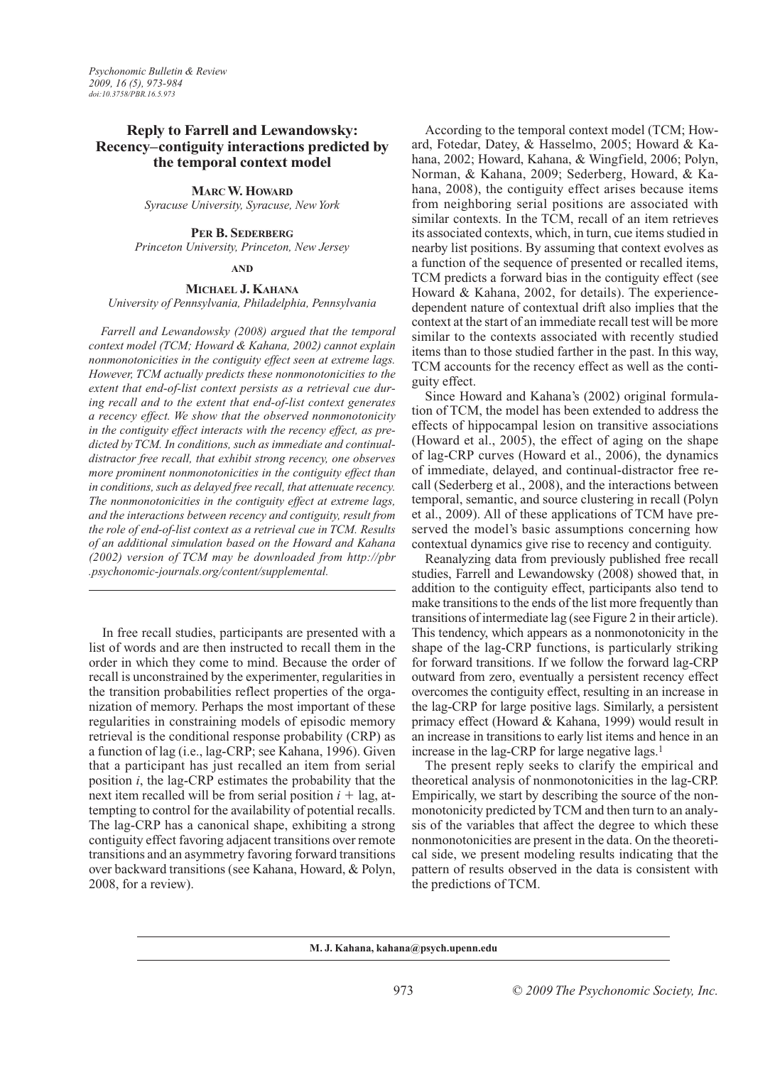# Reply to Farrell and Lewandowsky: Recency–contiguity interactions predicted by the temporal context model

**MARC W. HOWARD**
*Syracuse University, Syracuse, New York*

**PER B. SEDERBERG**
*Princeton University, Princeton, New Jersey*

**AND**

**MICHAEL J. KAHANA**
*University of Pennsylvania, Philadelphia, Pennsylvania*

*Farrell and Lewandowsky (2008) argued that the temporal context model (TCM; Howard & Kahana, 2002) cannot explain nonmonotonicities in the contiguity effect seen at extreme lags. However, TCM actually predicts these nonmonotonicities to the extent that end-of-list context persists as a retrieval cue during recall and to the extent that end-of-list context generates a recency effect. We show that the observed nonmonotonicity in the contiguity effect interacts with the recency effect, as predicted by TCM. In conditions, such as immediate and continual-distractor free recall, that exhibit strong recency, one observes more prominent nonmonotonicities in the contiguity effect than in conditions, such as delayed free recall, that attenuate recency. The nonmonotonicities in the contiguity effect at extreme lags, and the interactions between recency and contiguity, result from the role of end-of-list context as a retrieval cue in TCM. Results of an additional simulation based on the Howard and Kahana (2002) version of TCM may be downloaded from http://pbr.psychonomic-journals.org/content/supplemental.*

In free recall studies, participants are presented with a list of words and are then instructed to recall them in the order in which they come to mind. Because the order of recall is unconstrained by the experimenter, regularities in the transition probabilities reflect properties of the organization of memory. Perhaps the most important of these regularities in constraining models of episodic memory retrieval is the conditional response probability (CRP) as a function of lag (i.e., lag-CRP; see Kahana, 1996). Given that a participant has just recalled an item from serial position $i$, the lag-CRP estimates the probability that the next item recalled will be from serial position $i$ + lag, attempting to control for the availability of potential recalls. The lag-CRP has a canonical shape, exhibiting a strong contiguity effect favoring adjacent transitions over remote transitions and an asymmetry favoring forward transitions over backward transitions (see Kahana, Howard, & Polyn, 2008, for a review).

According to the temporal context model (TCM; Howard, Fotedar, Datey, & Hasselmo, 2005; Howard & Kahana, 2002; Howard, Kahana, & Wingfield, 2006; Polyn, Norman, & Kahana, 2009; Sederberg, Howard, & Kahana, 2008), the contiguity effect arises because items from neighboring serial positions are associated with similar contexts. In the TCM, recall of an item retrieves its associated contexts, which, in turn, cue items studied in nearby list positions. By assuming that context evolves as a function of the sequence of presented or recalled items, TCM predicts a forward bias in the contiguity effect (see Howard & Kahana, 2002, for details). The experience-dependent nature of contextual drift also implies that the context at the start of an immediate recall test will be more similar to the contexts associated with recently studied items than to those studied farther in the past. In this way, TCM accounts for the recency effect as well as the contiguity effect.

Since Howard and Kahana's (2002) original formulation of TCM, the model has been extended to address the effects of hippocampal lesion on transitive associations (Howard et al., 2005), the effect of aging on the shape of lag-CRP curves (Howard et al., 2006), the dynamics of immediate, delayed, and continual-distractor free recall (Sederberg et al., 2008), and the interactions between temporal, semantic, and source clustering in recall (Polyn et al., 2009). All of these applications of TCM have preserved the model's basic assumptions concerning how contextual dynamics give rise to recency and contiguity.

Reanalyzing data from previously published free recall studies, Farrell and Lewandowsky (2008) showed that, in addition to the contiguity effect, participants also tend to make transitions to the ends of the list more frequently than transitions of intermediate lag (see Figure 2 in their article). This tendency, which appears as a nonmonotonicity in the shape of the lag-CRP functions, is particularly striking for forward transitions. If we follow the forward lag-CRP outward from zero, eventually a persistent recency effect overcomes the contiguity effect, resulting in an increase in the lag-CRP for large positive lags. Similarly, a persistent primacy effect (Howard & Kahana, 1999) would result in an increase in transitions to early list items and hence in an increase in the lag-CRP for large negative lags.[1]

The present reply seeks to clarify the empirical and theoretical analysis of nonmonotonicities in the lag-CRP. Empirically, we start by describing the source of the nonmonotonicity predicted by TCM and then turn to an analysis of the variables that affect the degree to which these nonmonotonicities are present in the data. On the theoretical side, we present modeling results indicating that the pattern of results observed in the data is consistent with the predictions of TCM.

M. J. Kahana, kahana@psych.upenn.edu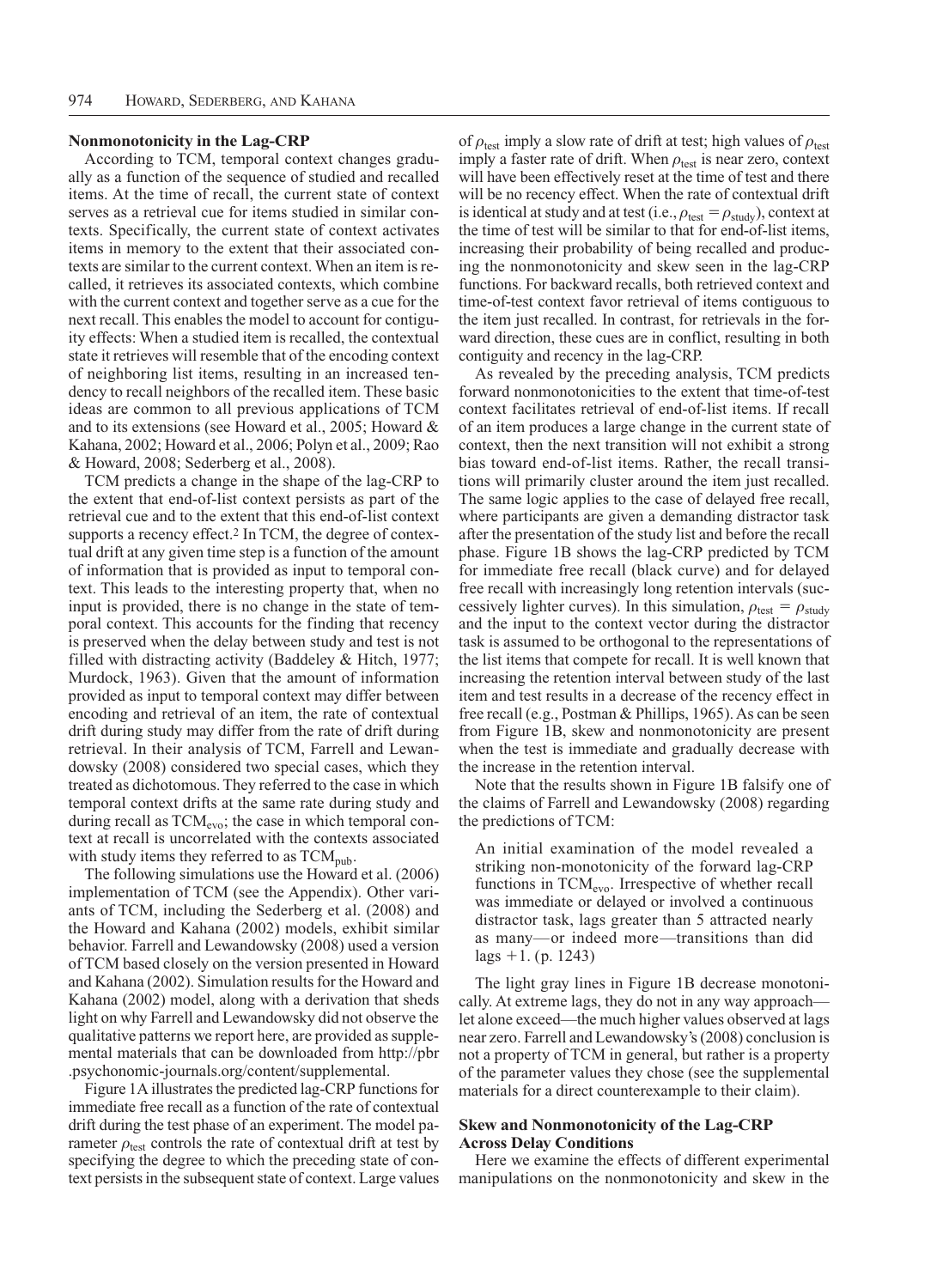## Nonmonotonicity in the Lag-CRP

According to TCM, temporal context changes gradually as a function of the sequence of studied and recalled items. At the time of recall, the current state of context serves as a retrieval cue for items studied in similar contexts. Specifically, the current state of context activates items in memory to the extent that their associated contexts are similar to the current context. When an item is recalled, it retrieves its associated contexts, which combine with the current context and together serve as a cue for the next recall. This enables the model to account for contiguity effects: When a studied item is recalled, the contextual state it retrieves will resemble that of the encoding context of neighboring list items, resulting in an increased tendency to recall neighbors of the recalled item. These basic ideas are common to all previous applications of TCM and to its extensions (see Howard et al., 2005; Howard & Kahana, 2002; Howard et al., 2006; Polyn et al., 2009; Rao & Howard, 2008; Sederberg et al., 2008).

TCM predicts a change in the shape of the lag-CRP to the extent that end-of-list context persists as part of the retrieval cue and to the extent that this end-of-list context supports a recency effect.[2] In TCM, the degree of contextual drift at any given time step is a function of the amount of information that is provided as input to temporal context. This leads to the interesting property that, when no input is provided, there is no change in the state of temporal context. This accounts for the finding that recency is preserved when the delay between study and test is not filled with distracting activity (Baddeley & Hitch, 1977; Murdock, 1963). Given that the amount of information provided as input to temporal context may differ between encoding and retrieval of an item, the rate of contextual drift during study may differ from the rate of drift during retrieval. In their analysis of TCM, Farrell and Lewandowsky (2008) considered two special cases, which they treated as dichotomous. They referred to the case in which temporal context drifts at the same rate during study and during recall as $\text{TCM}_{\text{evo}}$; the case in which temporal context at recall is uncorrelated with the contexts associated with study items they referred to as $\text{TCM}_{\text{pub}}$.

The following simulations use the Howard et al. (2006) implementation of TCM (see the Appendix). Other variants of TCM, including the Sederberg et al. (2008) and the Howard and Kahana (2002) models, exhibit similar behavior. Farrell and Lewandowsky (2008) used a version of TCM based closely on the version presented in Howard and Kahana (2002). Simulation results for the Howard and Kahana (2002) model, along with a derivation that sheds light on why Farrell and Lewandowsky did not observe the qualitative patterns we report here, are provided as supplemental materials that can be downloaded from http://pbr.psychonomic-journals.org/content/supplemental.

Figure 1A illustrates the predicted lag-CRP functions for immediate free recall as a function of the rate of contextual drift during the test phase of an experiment. The model parameter $\rho_{\text{test}}$ controls the rate of contextual drift at test by specifying the degree to which the preceding state of context persists in the subsequent state of context. Large values of $\rho_{\text{test}}$ imply a slow rate of drift at test; high values of $\rho_{\text{test}}$ imply a faster rate of drift. When $\rho_{\text{test}}$ is near zero, context will have been effectively reset at the time of test and there will be no recency effect. When the rate of contextual drift is identical at study and at test (i.e., $\rho_{\text{test}} = \rho_{\text{study}}$), context at the time of test will be similar to that for end-of-list items, increasing their probability of being recalled and producing the nonmonotonicity and skew seen in the lag-CRP functions. For backward recalls, both retrieved context and time-of-test context favor retrieval of items contiguous to the item just recalled. In contrast, for retrievals in the forward direction, these cues are in conflict, resulting in both contiguity and recency in the lag-CRP.

As revealed by the preceding analysis, TCM predicts forward nonmonotonicities to the extent that time-of-test context facilitates retrieval of end-of-list items. If recall of an item produces a large change in the current state of context, then the next transition will not exhibit a strong bias toward end-of-list items. Rather, the recall transitions will primarily cluster around the item just recalled. The same logic applies to the case of delayed free recall, where participants are given a demanding distractor task after the presentation of the study list and before the recall phase. Figure 1B shows the lag-CRP predicted by TCM for immediate free recall (black curve) and for delayed free recall with increasingly long retention intervals (successively lighter curves). In this simulation, $\rho_{\text{test}} = \rho_{\text{study}}$ and the input to the context vector during the distractor task is assumed to be orthogonal to the representations of the list items that compete for recall. It is well known that increasing the retention interval between study of the last item and test results in a decrease of the recency effect in free recall (e.g., Postman & Phillips, 1965). As can be seen from Figure 1B, skew and nonmonotonicity are present when the test is immediate and gradually decrease with the increase in the retention interval.

Note that the results shown in Figure 1B falsify one of the claims of Farrell and Lewandowsky (2008) regarding the predictions of TCM:

> An initial examination of the model revealed a striking non-monotonicity of the forward lag-CRP functions in $\text{TCM}_{\text{evo}}$. Irrespective of whether recall was immediate or delayed or involved a continuous distractor task, lags greater than 5 attracted nearly as many—or indeed more—transitions than did lags +1. (p. 1243)

The light gray lines in Figure 1B decrease monotonically. At extreme lags, they do not in any way approach—let alone exceed—the much higher values observed at lags near zero. Farrell and Lewandowsky's (2008) conclusion is not a property of TCM in general, but rather is a property of the parameter values they chose (see the supplemental materials for a direct counterexample to their claim).

## Skew and Nonmonotonicity of the Lag-CRP Across Delay Conditions

Here we examine the effects of different experimental manipulations on the nonmonotonicity and skew in the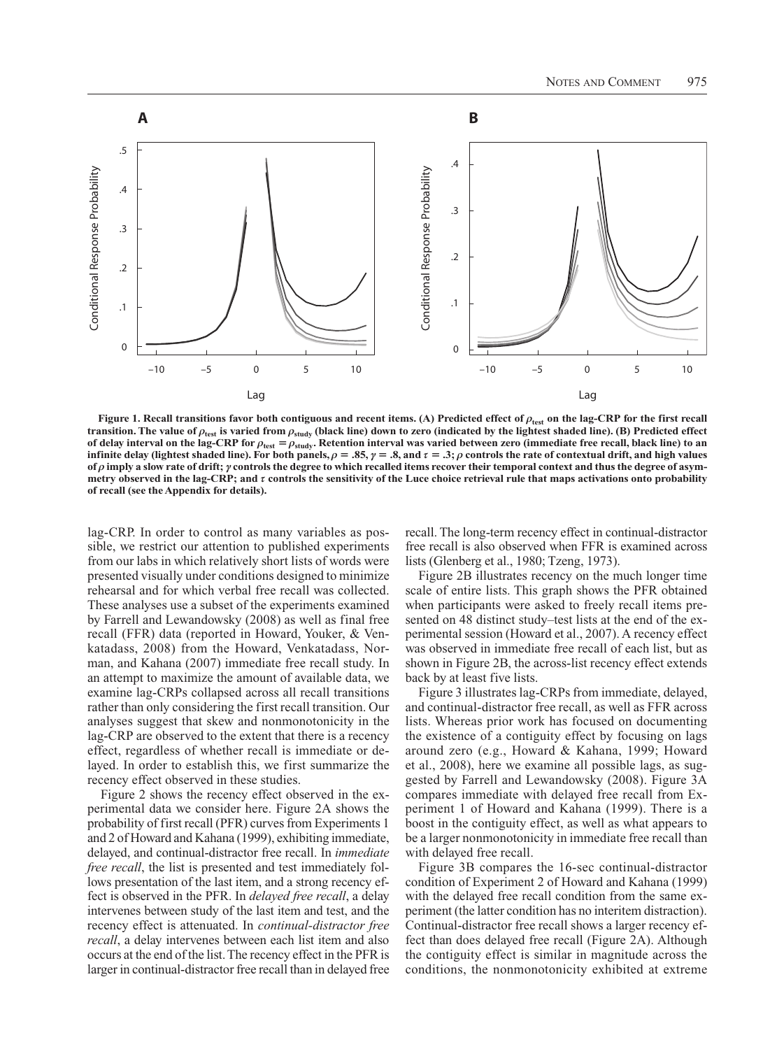**Figure 1. Recall transitions favor both contiguous and recent items. (A) Predicted effect of $\rho_{test}$ on the lag-CRP for the first recall transition. The value of $\rho_{test}$ is varied from $\rho_{study}$ (black line) down to zero (indicated by the lightest shaded line). (B) Predicted effect of delay interval on the lag-CRP for $\rho_{test} = \rho_{study}$. Retention interval was varied between zero (immediate free recall, black line) to an infinite delay (lightest shaded line). For both panels, $\rho = .85$, $\gamma = .8$, and $\tau = .3$; $\rho$ controls the rate of contextual drift, and high values of $\rho$ imply a slow rate of drift; $\gamma$ controls the degree to which recalled items recover their temporal context and thus the degree of asymmetry observed in the lag-CRP; and $\tau$ controls the sensitivity of the Luce choice retrieval rule that maps activations onto probability of recall (see the Appendix for details).**

lag-CRP. In order to control as many variables as possible, we restrict our attention to published experiments from our labs in which relatively short lists of words were presented visually under conditions designed to minimize rehearsal and for which verbal free recall was collected. These analyses use a subset of the experiments examined by Farrell and Lewandowsky (2008) as well as final free recall (FFR) data (reported in Howard, Youker, & Venkatadass, 2008) from the Howard, Venkatadass, Norman, and Kahana (2007) immediate free recall study. In an attempt to maximize the amount of available data, we examine lag-CRPs collapsed across all recall transitions rather than only considering the first recall transition. Our analyses suggest that skew and nonmonotonicity in the lag-CRP are observed to the extent that there is a recency effect, regardless of whether recall is immediate or delayed. In order to establish this, we first summarize the recency effect observed in these studies.

Figure 2 shows the recency effect observed in the experimental data we consider here. Figure 2A shows the probability of first recall (PFR) curves from Experiments 1 and 2 of Howard and Kahana (1999), exhibiting immediate, delayed, and continual-distractor free recall. In *immediate free recall*, the list is presented and test immediately follows presentation of the last item, and a strong recency effect is observed in the PFR. In *delayed free recall*, a delay intervenes between study of the last item and test, and the recency effect is attenuated. In *continual-distractor free recall*, a delay intervenes between each list item and also occurs at the end of the list. The recency effect in the PFR is larger in continual-distractor free recall than in delayed free recall. The long-term recency effect in continual-distractor free recall is also observed when FFR is examined across lists (Glenberg et al., 1980; Tzeng, 1973).

Figure 2B illustrates recency on the much longer time scale of entire lists. This graph shows the PFR obtained when participants were asked to freely recall items presented on 48 distinct study–test lists at the end of the experimental session (Howard et al., 2007). A recency effect was observed in immediate free recall of each list, but as shown in Figure 2B, the across-list recency effect extends back by at least five lists.

Figure 3 illustrates lag-CRPs from immediate, delayed, and continual-distractor free recall, as well as FFR across lists. Whereas prior work has focused on documenting the existence of a contiguity effect by focusing on lags around zero (e.g., Howard & Kahana, 1999; Howard et al., 2008), here we examine all possible lags, as suggested by Farrell and Lewandowsky (2008). Figure 3A compares immediate with delayed free recall from Experiment 1 of Howard and Kahana (1999). There is a boost in the contiguity effect, as well as what appears to be a larger nonmonotonicity in immediate free recall than with delayed free recall.

Figure 3B compares the 16-sec continual-distractor condition of Experiment 2 of Howard and Kahana (1999) with the delayed free recall condition from the same experiment (the latter condition has no interitem distraction). Continual-distractor free recall shows a larger recency effect than does delayed free recall (Figure 2A). Although the contiguity effect is similar in magnitude across the conditions, the nonmonotonicity exhibited at extreme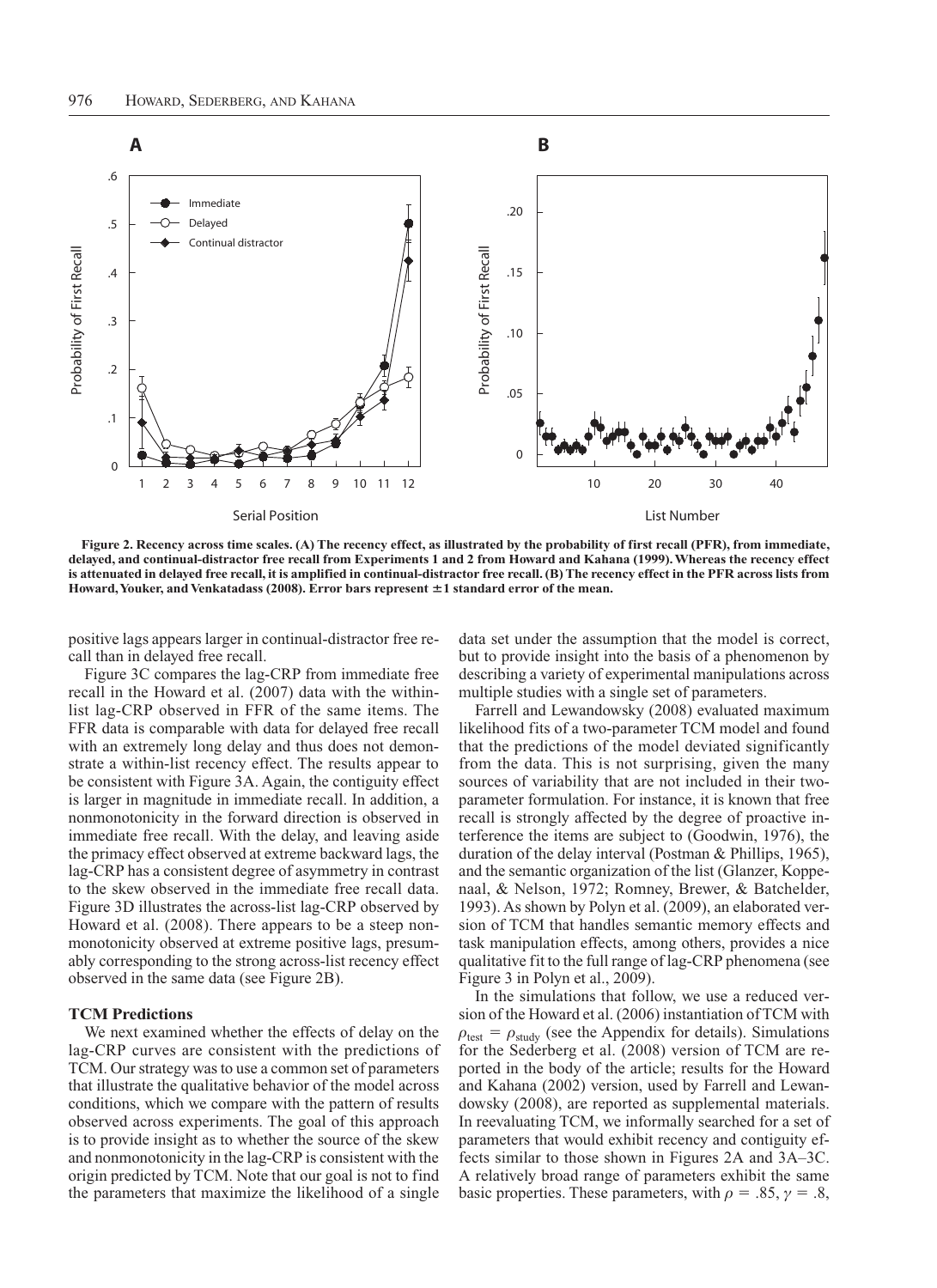**Figure 2. Recency across time scales. (A) The recency effect, as illustrated by the probability of first recall (PFR), from immediate, delayed, and continual-distractor free recall from Experiments 1 and 2 from Howard and Kahana (1999). Whereas the recency effect is attenuated in delayed free recall, it is amplified in continual-distractor free recall. (B) The recency effect in the PFR across lists from Howard, Youker, and Venkatadass (2008). Error bars represent ±1 standard error of the mean.**

positive lags appears larger in continual-distractor free recall than in delayed free recall.

Figure 3C compares the lag-CRP from immediate free recall in the Howard et al. (2007) data with the within-list lag-CRP observed in FFR of the same items. The FFR data is comparable with data for delayed free recall with an extremely long delay and thus does not demonstrate a within-list recency effect. The results appear to be consistent with Figure 3A. Again, the contiguity effect is larger in magnitude in immediate recall. In addition, a nonmonotonicity in the forward direction is observed in immediate free recall. With the delay, and leaving aside the primacy effect observed at extreme backward lags, the lag-CRP has a consistent degree of asymmetry in contrast to the skew observed in the immediate free recall data. Figure 3D illustrates the across-list lag-CRP observed by Howard et al. (2008). There appears to be a steep nonmonotonicity observed at extreme positive lags, presumably corresponding to the strong across-list recency effect observed in the same data (see Figure 2B).

### TCM Predictions

We next examined whether the effects of delay on the lag-CRP curves are consistent with the predictions of TCM. Our strategy was to use a common set of parameters that illustrate the qualitative behavior of the model across conditions, which we compare with the pattern of results observed across experiments. The goal of this approach is to provide insight as to whether the source of the skew and nonmonotonicity in the lag-CRP is consistent with the origin predicted by TCM. Note that our goal is not to find the parameters that maximize the likelihood of a single data set under the assumption that the model is correct, but to provide insight into the basis of a phenomenon by describing a variety of experimental manipulations across multiple studies with a single set of parameters.

Farrell and Lewandowsky (2008) evaluated maximum likelihood fits of a two-parameter TCM model and found that the predictions of the model deviated significantly from the data. This is not surprising, given the many sources of variability that are not included in their two-parameter formulation. For instance, it is known that free recall is strongly affected by the degree of proactive interference the items are subject to (Goodwin, 1976), the duration of the delay interval (Postman & Phillips, 1965), and the semantic organization of the list (Glanzer, Koppenaal, & Nelson, 1972; Romney, Brewer, & Batchelder, 1993). As shown by Polyn et al. (2009), an elaborated version of TCM that handles semantic memory effects and task manipulation effects, among others, provides a nice qualitative fit to the full range of lag-CRP phenomena (see Figure 3 in Polyn et al., 2009).

In the simulations that follow, we use a reduced version of the Howard et al. (2006) instantiation of TCM with $\rho_{\text{test}} = \rho_{\text{study}}$ (see the Appendix for details). Simulations for the Sederberg et al. (2008) version of TCM are reported in the body of the article; results for the Howard and Kahana (2002) version, used by Farrell and Lewandowsky (2008), are reported as supplemental materials. In reevaluating TCM, we informally searched for a set of parameters that would exhibit recency and contiguity effects similar to those shown in Figures 2A and 3A–3C. A relatively broad range of parameters exhibit the same basic properties. These parameters, with $\rho = .85$, $\gamma = .8$,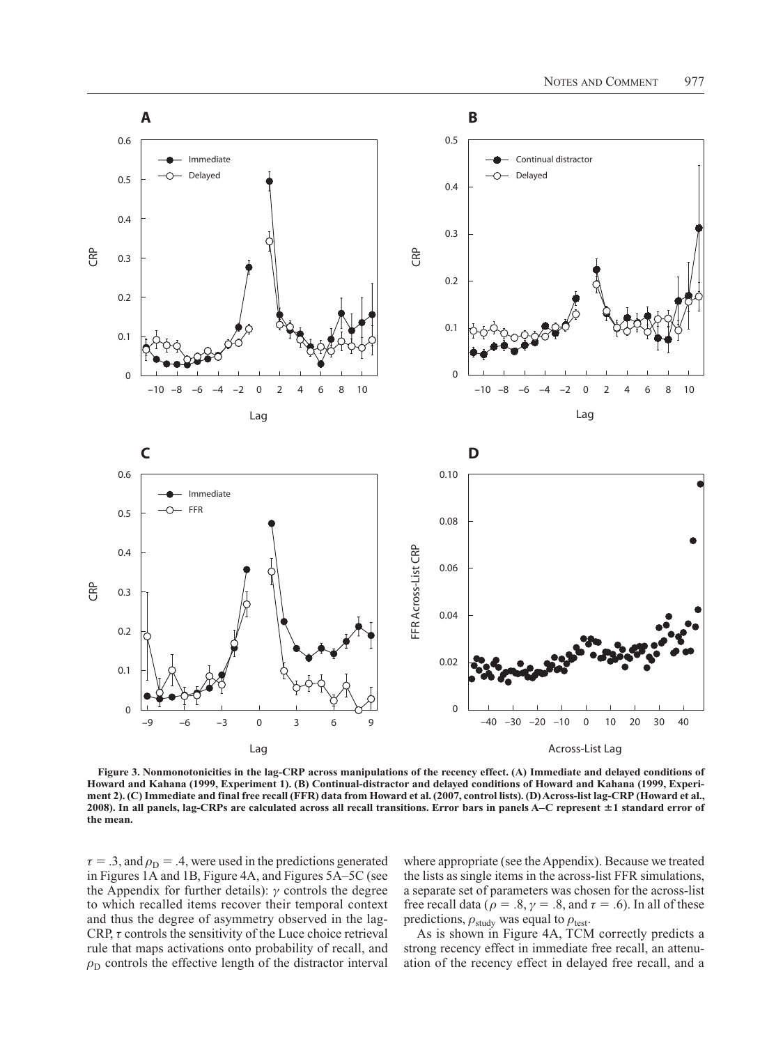**Figure 3. Nonmonotonicities in the lag-CRP across manipulations of the recency effect. (A) Immediate and delayed conditions of Howard and Kahana (1999, Experiment 1). (B) Continual-distractor and delayed conditions of Howard and Kahana (1999, Experiment 2). (C) Immediate and final free recall (FFR) data from Howard et al. (2007, control lists). (D) Across-list lag-CRP (Howard et al., 2008). In all panels, lag-CRPs are calculated across all recall transitions. Error bars in panels A–C represent ±1 standard error of the mean.**

$\tau = .3$, and $\rho_D = .4$, were used in the predictions generated in Figures 1A and 1B, Figure 4A, and Figures 5A–5C (see the Appendix for further details): $\gamma$ controls the degree to which recalled items recover their temporal context and thus the degree of asymmetry observed in the lag-CRP, $\tau$ controls the sensitivity of the Luce choice retrieval rule that maps activations onto probability of recall, and $\rho_D$ controls the effective length of the distractor interval where appropriate (see the Appendix). Because we treated the lists as single items in the across-list FFR simulations, a separate set of parameters was chosen for the across-list free recall data ($\rho = .8$, $\gamma = .8$, and $\tau = .6$). In all of these predictions, $\rho_{\text{study}}$ was equal to $\rho_{\text{test}}$.

As is shown in Figure 4A, TCM correctly predicts a strong recency effect in immediate free recall, an attenuation of the recency effect in delayed free recall, and a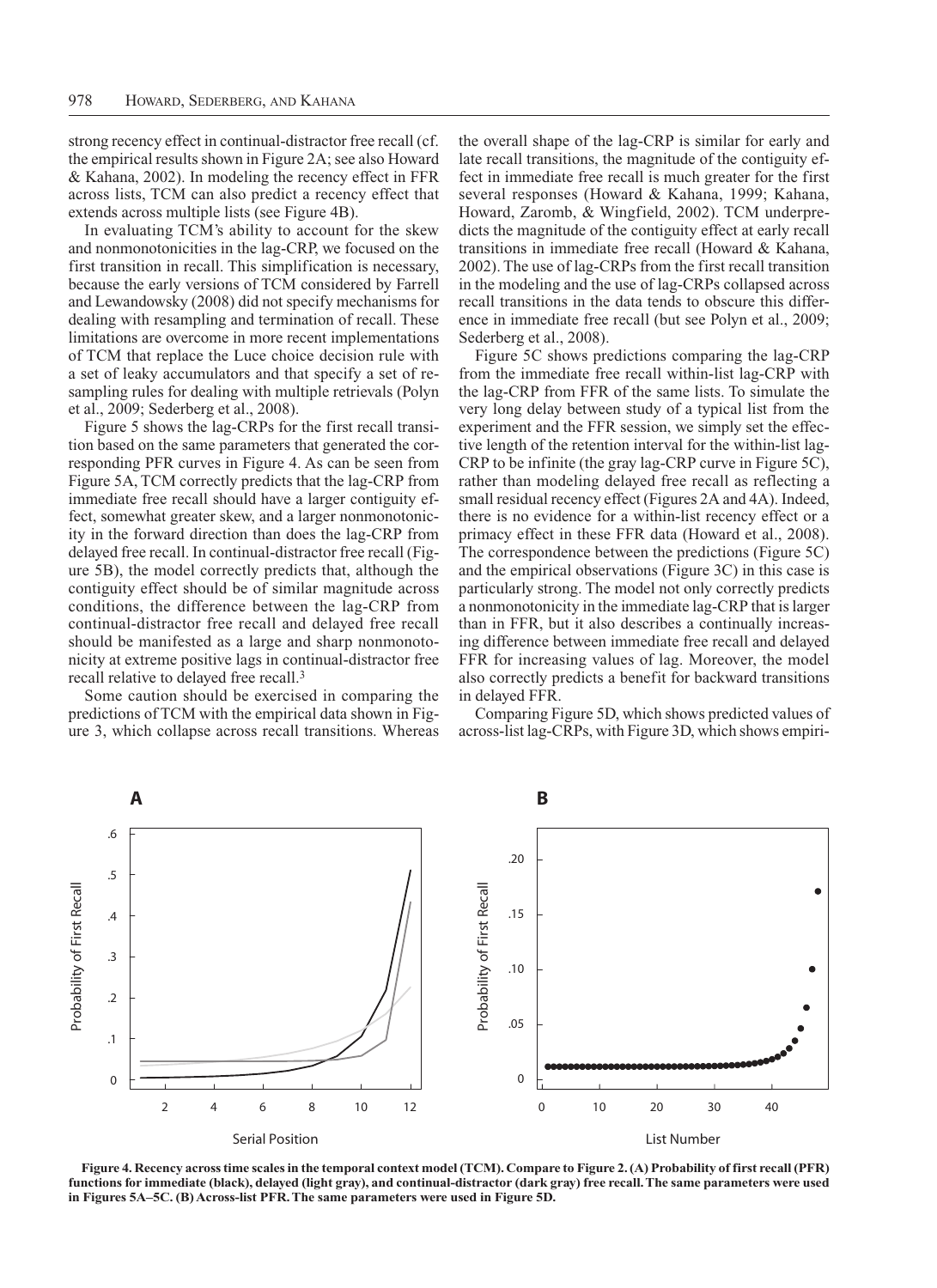strong recency effect in continual-distractor free recall (cf. the empirical results shown in Figure 2A; see also Howard & Kahana, 2002). In modeling the recency effect in FFR across lists, TCM can also predict a recency effect that extends across multiple lists (see Figure 4B).

In evaluating TCM's ability to account for the skew and nonmonotonicities in the lag-CRP, we focused on the first transition in recall. This simplification is necessary, because the early versions of TCM considered by Farrell and Lewandowsky (2008) did not specify mechanisms for dealing with resampling and termination of recall. These limitations are overcome in more recent implementations of TCM that replace the Luce choice decision rule with a set of leaky accumulators and that specify a set of resampling rules for dealing with multiple retrievals (Polyn et al., 2009; Sederberg et al., 2008).

Figure 5 shows the lag-CRPs for the first recall transition based on the same parameters that generated the corresponding PFR curves in Figure 4. As can be seen from Figure 5A, TCM correctly predicts that the lag-CRP from immediate free recall should have a larger contiguity effect, somewhat greater skew, and a larger nonmonotonicity in the forward direction than does the lag-CRP from delayed free recall. In continual-distractor free recall (Figure 5B), the model correctly predicts that, although the contiguity effect should be of similar magnitude across conditions, the difference between the lag-CRP from continual-distractor free recall and delayed free recall should be manifested as a large and sharp nonmonotonicity at extreme positive lags in continual-distractor free recall relative to delayed free recall.[3]

Some caution should be exercised in comparing the predictions of TCM with the empirical data shown in Figure 3, which collapse across recall transitions. Whereas the overall shape of the lag-CRP is similar for early and late recall transitions, the magnitude of the contiguity effect in immediate free recall is much greater for the first several responses (Howard & Kahana, 1999; Kahana, Howard, Zaromb, & Wingfield, 2002). TCM underpredicts the magnitude of the contiguity effect at early recall transitions in immediate free recall (Howard & Kahana, 2002). The use of lag-CRPs from the first recall transition in the modeling and the use of lag-CRPs collapsed across recall transitions in the data tends to obscure this difference in immediate free recall (but see Polyn et al., 2009; Sederberg et al., 2008).

Figure 5C shows predictions comparing the lag-CRP from the immediate free recall within-list lag-CRP with the lag-CRP from FFR of the same lists. To simulate the very long delay between study of a typical list from the experiment and the FFR session, we simply set the effective length of the retention interval for the within-list lag-CRP to be infinite (the gray lag-CRP curve in Figure 5C), rather than modeling delayed free recall as reflecting a small residual recency effect (Figures 2A and 4A). Indeed, there is no evidence for a within-list recency effect or a primacy effect in these FFR data (Howard et al., 2008). The correspondence between the predictions (Figure 5C) and the empirical observations (Figure 3C) in this case is particularly strong. The model not only correctly predicts a nonmonotonicity in the immediate lag-CRP that is larger than in FFR, but it also describes a continually increasing difference between immediate free recall and delayed FFR for increasing values of lag. Moreover, the model also correctly predicts a benefit for backward transitions in delayed FFR.

Comparing Figure 5D, which shows predicted values of across-list lag-CRPs, with Figure 3D, which shows empiri-

**Figure 4. Recency across time scales in the temporal context model (TCM). Compare to Figure 2. (A) Probability of first recall (PFR) functions for immediate (black), delayed (light gray), and continual-distractor (dark gray) free recall. The same parameters were used in Figures 5A–5C. (B) Across-list PFR. The same parameters were used in Figure 5D.**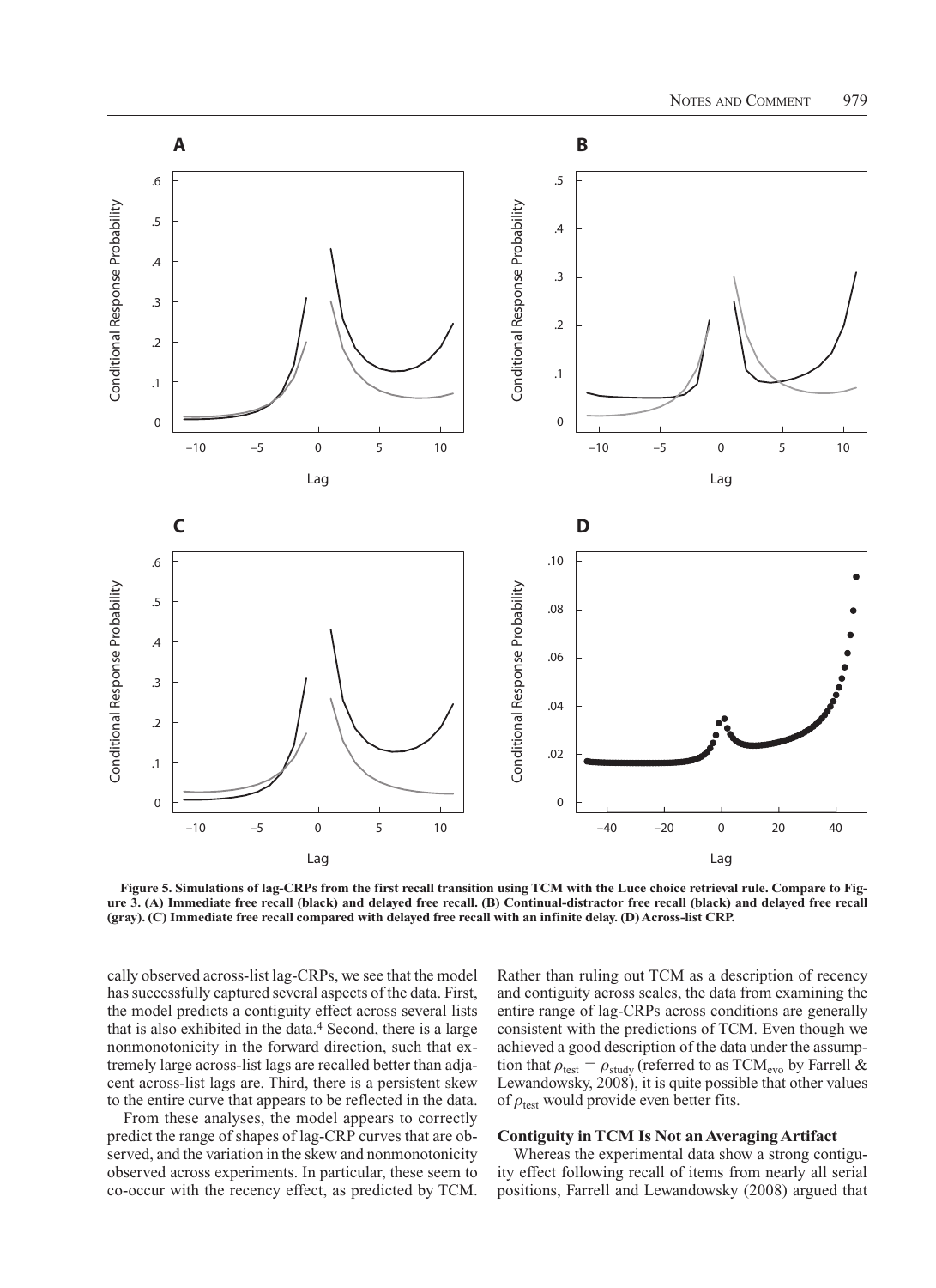Figure 5. Simulations of lag-CRPs from the first recall transition using TCM with the Luce choice retrieval rule. Compare to Figure 3. (A) Immediate free recall (black) and delayed free recall. (B) Continual-distractor free recall (black) and delayed free recall (gray). (C) Immediate free recall compared with delayed free recall with an infinite delay. (D) Across-list CRP.

cally observed across-list lag-CRPs, we see that the model has successfully captured several aspects of the data. First, the model predicts a contiguity effect across several lists that is also exhibited in the data.[4] Second, there is a large nonmonotonicity in the forward direction, such that extremely large across-list lags are recalled better than adjacent across-list lags are. Third, there is a persistent skew to the entire curve that appears to be reflected in the data.

From these analyses, the model appears to correctly predict the range of shapes of lag-CRP curves that are observed, and the variation in the skew and nonmonotonicity observed across experiments. In particular, these seem to co-occur with the recency effect, as predicted by TCM. Rather than ruling out TCM as a description of recency and contiguity across scales, the data from examining the entire range of lag-CRPs across conditions are generally consistent with the predictions of TCM. Even though we achieved a good description of the data under the assumption that $\rho_{test} = \rho_{study}$ (referred to as $TCM_{evo}$ by Farrell & Lewandowsky, 2008), it is quite possible that other values of $\rho_{test}$ would provide even better fits.

### Contiguity in TCM Is Not an Averaging Artifact

Whereas the experimental data show a strong contiguity effect following recall of items from nearly all serial positions, Farrell and Lewandowsky (2008) argued that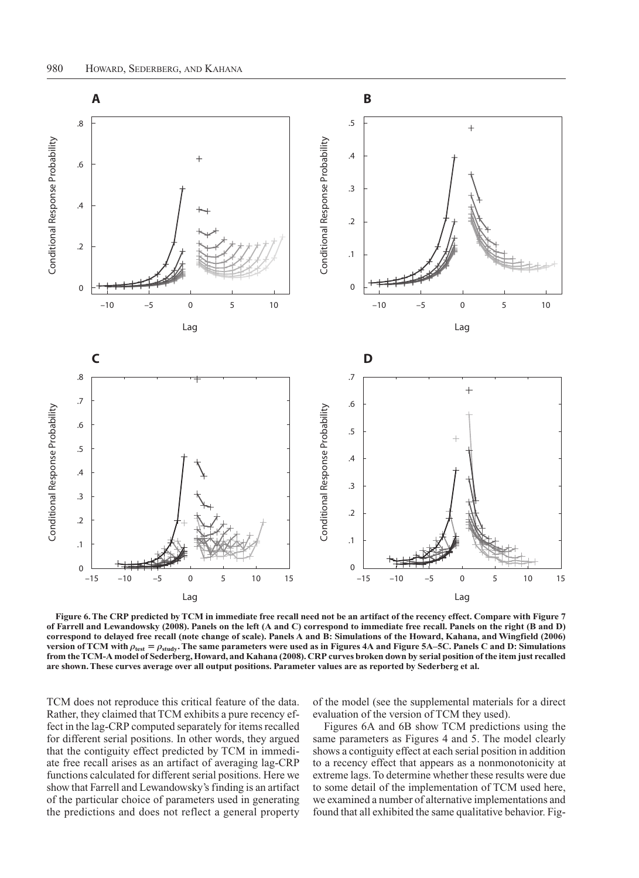**Figure 6. The CRP predicted by TCM in immediate free recall need not be an artifact of the recency effect. Compare with Figure 7 of Farrell and Lewandowsky (2008). Panels on the left (A and C) correspond to immediate free recall. Panels on the right (B and D) correspond to delayed free recall (note change of scale). Panels A and B: Simulations of the Howard, Kahana, and Wingfield (2006) version of TCM with $\rho_{\text{test}} = \rho_{\text{study}}$. The same parameters were used as in Figures 4A and Figure 5A–5C. Panels C and D: Simulations from the TCM-A model of Sederberg, Howard, and Kahana (2008). CRP curves broken down by serial position of the item just recalled are shown. These curves average over all output positions. Parameter values are as reported by Sederberg et al.**

TCM does not reproduce this critical feature of the data. Rather, they claimed that TCM exhibits a pure recency effect in the lag-CRP computed separately for items recalled for different serial positions. In other words, they argued that the contiguity effect predicted by TCM in immediate free recall arises as an artifact of averaging lag-CRP functions calculated for different serial positions. Here we show that Farrell and Lewandowsky's finding is an artifact of the particular choice of parameters used in generating the predictions and does not reflect a general property of the model (see the supplemental materials for a direct evaluation of the version of TCM they used).

Figures 6A and 6B show TCM predictions using the same parameters as Figures 4 and 5. The model clearly shows a contiguity effect at each serial position in addition to a recency effect that appears as a nonmonotonicity at extreme lags. To determine whether these results were due to some detail of the implementation of TCM used here, we examined a number of alternative implementations and found that all exhibited the same qualitative behavior. Fig-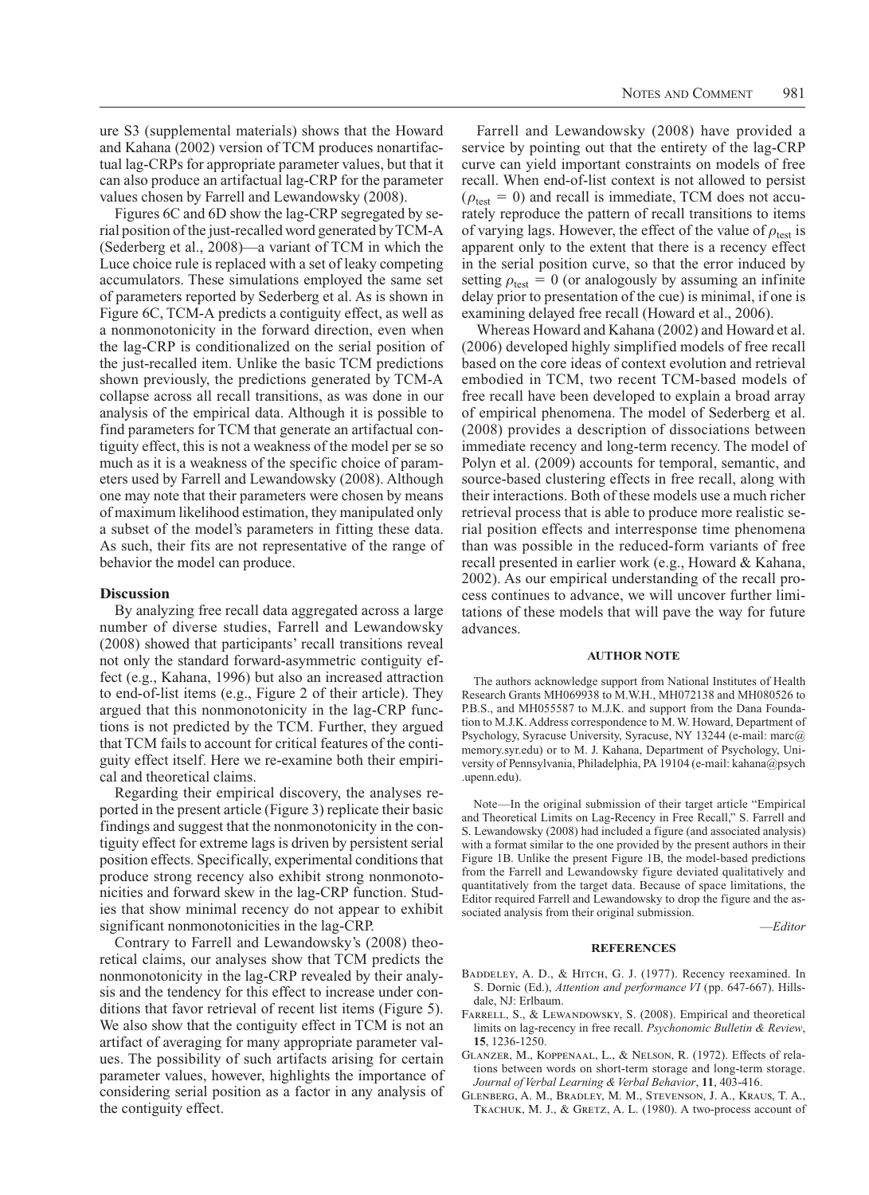ure S3 (supplemental materials) shows that the Howard and Kahana (2002) version of TCM produces nonartifactual lag-CRPs for appropriate parameter values, but that it can also produce an artifactual lag-CRP for the parameter values chosen by Farrell and Lewandowsky (2008).

Figures 6C and 6D show the lag-CRP segregated by serial position of the just-recalled word generated by TCM-A (Sederberg et al., 2008)—a variant of TCM in which the Luce choice rule is replaced with a set of leaky competing accumulators. These simulations employed the same set of parameters reported by Sederberg et al. As is shown in Figure 6C, TCM-A predicts a contiguity effect, as well as a nonmonotonicity in the forward direction, even when the lag-CRP is conditionalized on the serial position of the just-recalled item. Unlike the basic TCM predictions shown previously, the predictions generated by TCM-A collapse across all recall transitions, as was done in our analysis of the empirical data. Although it is possible to find parameters for TCM that generate an artifactual contiguity effect, this is not a weakness of the model per se so much as it is a weakness of the specific choice of parameters used by Farrell and Lewandowsky (2008). Although one may note that their parameters were chosen by means of maximum likelihood estimation, they manipulated only a subset of the model's parameters in fitting these data. As such, their fits are not representative of the range of behavior the model can produce.

## Discussion

By analyzing free recall data aggregated across a large number of diverse studies, Farrell and Lewandowsky (2008) showed that participants' recall transitions reveal not only the standard forward-asymmetric contiguity effect (e.g., Kahana, 1996) but also an increased attraction to end-of-list items (e.g., Figure 2 of their article). They argued that this nonmonotonicity in the lag-CRP functions is not predicted by the TCM. Further, they argued that TCM fails to account for critical features of the contiguity effect itself. Here we re-examine both their empirical and theoretical claims.

Regarding their empirical discovery, the analyses reported in the present article (Figure 3) replicate their basic findings and suggest that the nonmonotonicity in the contiguity effect for extreme lags is driven by persistent serial position effects. Specifically, experimental conditions that produce strong recency also exhibit strong nonmonotonicities and forward skew in the lag-CRP function. Studies that show minimal recency do not appear to exhibit significant nonmonotonicities in the lag-CRP.

Contrary to Farrell and Lewandowsky's (2008) theoretical claims, our analyses show that TCM predicts the nonmonotonicity in the lag-CRP revealed by their analysis and the tendency for this effect to increase under conditions that favor retrieval of recent list items (Figure 5). We also show that the contiguity effect in TCM is not an artifact of averaging for many appropriate parameter values. The possibility of such artifacts arising for certain parameter values, however, highlights the importance of considering serial position as a factor in any analysis of the contiguity effect.

Farrell and Lewandowsky (2008) have provided a service by pointing out that the entirety of the lag-CRP curve can yield important constraints on models of free recall. When end-of-list context is not allowed to persist ($\rho_{\text{test}} = 0$) and recall is immediate, TCM does not accurately reproduce the pattern of recall transitions to items of varying lags. However, the effect of the value of $\rho_{\text{test}}$ is apparent only to the extent that there is a recency effect in the serial position curve, so that the error induced by setting $\rho_{\text{test}} = 0$ (or analogously by assuming an infinite delay prior to presentation of the cue) is minimal, if one is examining delayed free recall (Howard et al., 2006).

Whereas Howard and Kahana (2002) and Howard et al. (2006) developed highly simplified models of free recall based on the core ideas of context evolution and retrieval embodied in TCM, two recent TCM-based models of free recall have been developed to explain a broad array of empirical phenomena. The model of Sederberg et al. (2008) provides a description of dissociations between immediate recency and long-term recency. The model of Polyn et al. (2009) accounts for temporal, semantic, and source-based clustering effects in free recall, along with their interactions. Both of these models use a much richer retrieval process that is able to produce more realistic serial position effects and interresponse time phenomena than was possible in the reduced-form variants of free recall presented in earlier work (e.g., Howard & Kahana, 2002). As our empirical understanding of the recall process continues to advance, we will uncover further limitations of these models that will pave the way for future advances.

## AUTHOR NOTE

The authors acknowledge support from National Institutes of Health Research Grants MH069938 to M.W.H., MH072138 and MH080526 to P.B.S., and MH055587 to M.J.K. and support from the Dana Foundation to M.J.K. Address correspondence to M. W. Howard, Department of Psychology, Syracuse University, Syracuse, NY 13244 (e-mail: marc@memory.syr.edu) or to M. J. Kahana, Department of Psychology, University of Pennsylvania, Philadelphia, PA 19104 (e-mail: kahana@psych.upenn.edu).

Note—In the original submission of their target article "Empirical and Theoretical Limits on Lag-Recency in Free Recall," S. Farrell and S. Lewandowsky (2008) had included a figure (and associated analysis) with a format similar to the one provided by the present authors in their Figure 1B. Unlike the present Figure 1B, the model-based predictions from the Farrell and Lewandowsky figure deviated qualitatively and quantitatively from the target data. Because of space limitations, the Editor required Farrell and Lewandowsky to drop the figure and the associated analysis from their original submission.

—*Editor*

## REFERENCES

Baddeley, A. D., & Hitch, G. J. (1977). Recency reexamined. In S. Dornic (Ed.), *Attention and performance VI* (pp. 647-667). Hillsdale, NJ: Erlbaum.

Farrell, S., & Lewandowsky, S. (2008). Empirical and theoretical limits on lag-recency in free recall. *Psychonomic Bulletin & Review*, **15**, 1236-1250.

Glanzer, M., Koppenaal, L., & Nelson, R. (1972). Effects of relations between words on short-term storage and long-term storage. *Journal of Verbal Learning & Verbal Behavior*, **11**, 403-416.

Glenberg, A. M., Bradley, M. M., Stevenson, J. A., Kraus, T. A., Tkachuk, M. J., & Gretz, A. L. (1980). A two-process account of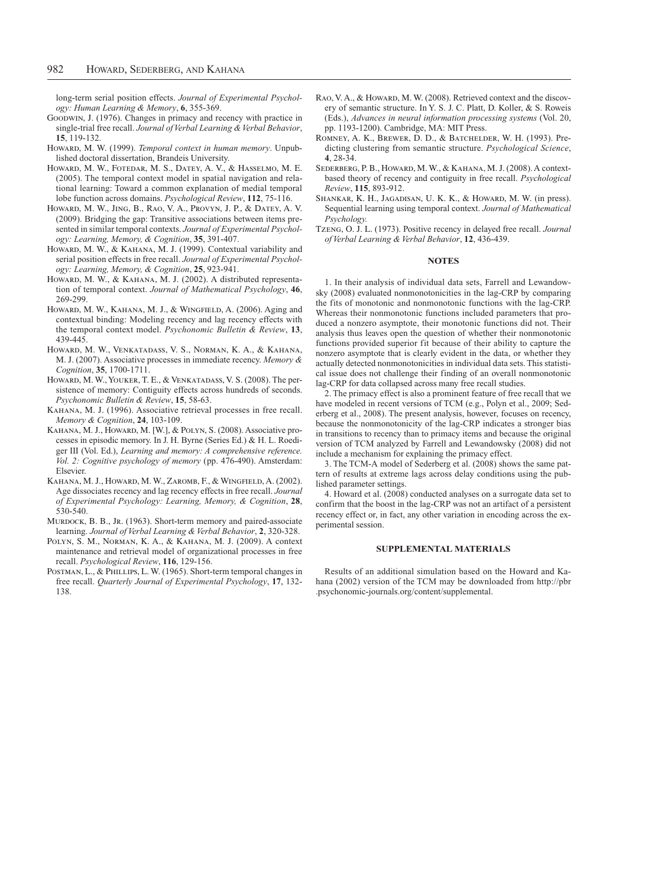long-term serial position effects. *Journal of Experimental Psychology: Human Learning & Memory*, **6**, 355-369.

Goodwin, J. (1976). Changes in primacy and recency with practice in single-trial free recall. *Journal of Verbal Learning & Verbal Behavior*, **15**, 119-132.

Howard, M. W. (1999). *Temporal context in human memory*. Unpublished doctoral dissertation, Brandeis University.

Howard, M. W., Fotedar, M. S., Datey, A. V., & Hasselmo, M. E. (2005). The temporal context model in spatial navigation and relational learning: Toward a common explanation of medial temporal lobe function across domains. *Psychological Review*, **112**, 75-116.

Howard, M. W., Jing, B., Rao, V. A., Provyn, J. P., & Datey, A. V. (2009). Bridging the gap: Transitive associations between items presented in similar temporal contexts. *Journal of Experimental Psychology: Learning, Memory, & Cognition*, **35**, 391-407.

Howard, M. W., & Kahana, M. J. (1999). Contextual variability and serial position effects in free recall. *Journal of Experimental Psychology: Learning, Memory, & Cognition*, **25**, 923-941.

Howard, M. W., & Kahana, M. J. (2002). A distributed representation of temporal context. *Journal of Mathematical Psychology*, **46**, 269-299.

Howard, M. W., Kahana, M. J., & Wingfield, A. (2006). Aging and contextual binding: Modeling recency and lag recency effects with the temporal context model. *Psychonomic Bulletin & Review*, **13**, 439-445.

Howard, M. W., Venkatadass, V. S., Norman, K. A., & Kahana, M. J. (2007). Associative processes in immediate recency. *Memory & Cognition*, **35**, 1700-1711.

Howard, M. W., Youker, T. E., & Venkatadass, V. S. (2008). The persistence of memory: Contiguity effects across hundreds of seconds. *Psychonomic Bulletin & Review*, **15**, 58-63.

Kahana, M. J. (1996). Associative retrieval processes in free recall. *Memory & Cognition*, **24**, 103-109.

Kahana, M. J., Howard, M. [W.], & Polyn, S. (2008). Associative processes in episodic memory. In J. H. Byrne (Series Ed.) & H. L. Roediger III (Vol. Ed.), *Learning and memory: A comprehensive reference. Vol. 2: Cognitive psychology of memory* (pp. 476-490). Amsterdam: Elsevier.

Kahana, M. J., Howard, M. W., Zaromb, F., & Wingfield, A. (2002). Age dissociates recency and lag recency effects in free recall. *Journal of Experimental Psychology: Learning, Memory, & Cognition*, **28**, 530-540.

Murdock, B. B., Jr. (1963). Short-term memory and paired-associate learning. *Journal of Verbal Learning & Verbal Behavior*, **2**, 320-328.

Polyn, S. M., Norman, K. A., & Kahana, M. J. (2009). A context maintenance and retrieval model of organizational processes in free recall. *Psychological Review*, **116**, 129-156.

Postman, L., & Phillips, L. W. (1965). Short-term temporal changes in free recall. *Quarterly Journal of Experimental Psychology*, **17**, 132-138.

Rao, V. A., & Howard, M. W. (2008). Retrieved context and the discovery of semantic structure. In Y. S. J. C. Platt, D. Koller, & S. Roweis (Eds.), *Advances in neural information processing systems* (Vol. 20, pp. 1193-1200). Cambridge, MA: MIT Press.

Romney, A. K., Brewer, D. D., & Batchelder, W. H. (1993). Predicting clustering from semantic structure. *Psychological Science*, **4**, 28-34.

Sederberg, P. B., Howard, M. W., & Kahana, M. J. (2008). A context-based theory of recency and contiguity in free recall. *Psychological Review*, **115**, 893-912.

Shankar, K. H., Jagadisan, U. K. K., & Howard, M. W. (in press). Sequential learning using temporal context. *Journal of Mathematical Psychology.*

Tzeng, O. J. L. (1973). Positive recency in delayed free recall. *Journal of Verbal Learning & Verbal Behavior*, **12**, 436-439.

## NOTES

1. In their analysis of individual data sets, Farrell and Lewandowsky (2008) evaluated nonmonotonicities in the lag-CRP by comparing the fits of monotonic and nonmonotonic functions with the lag-CRP. Whereas their nonmonotonic functions included parameters that produced a nonzero asymptote, their monotonic functions did not. Their analysis thus leaves open the question of whether their nonmonotonic functions provided superior fit because of their ability to capture the nonzero asymptote that is clearly evident in the data, or whether they actually detected nonmonotonicities in individual data sets. This statistical issue does not challenge their finding of an overall nonmonotonic lag-CRP for data collapsed across many free recall studies.

2. The primacy effect is also a prominent feature of free recall that we have modeled in recent versions of TCM (e.g., Polyn et al., 2009; Sederberg et al., 2008). The present analysis, however, focuses on recency, because the nonmonotonicity of the lag-CRP indicates a stronger bias in transitions to recency than to primacy items and because the original version of TCM analyzed by Farrell and Lewandowsky (2008) did not include a mechanism for explaining the primacy effect.

3. The TCM-A model of Sederberg et al. (2008) shows the same pattern of results at extreme lags across delay conditions using the published parameter settings.

4. Howard et al. (2008) conducted analyses on a surrogate data set to confirm that the boost in the lag-CRP was not an artifact of a persistent recency effect or, in fact, any other variation in encoding across the experimental session.

## SUPPLEMENTAL MATERIALS

Results of an additional simulation based on the Howard and Kahana (2002) version of the TCM may be downloaded from http://pbr.psychonomic-journals.org/content/supplemental.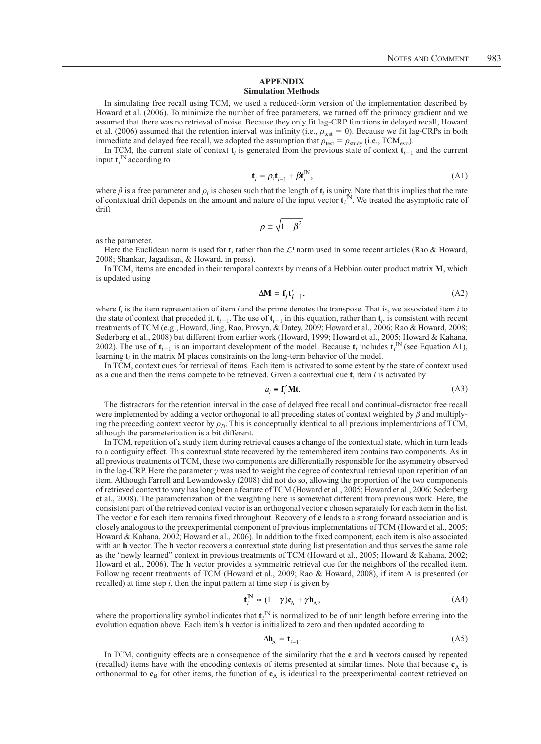## APPENDIX
### Simulation Methods

In simulating free recall using TCM, we used a reduced-form version of the implementation described by Howard et al. (2006). To minimize the number of free parameters, we turned off the primacy gradient and we assumed that there was no retrieval of noise. Because they only fit lag-CRP functions in delayed recall, Howard et al. (2006) assumed that the retention interval was infinity (i.e., $\rho_{\text{test}} = 0$). Because we fit lag-CRPs in both immediate and delayed free recall, we adopted the assumption that $\rho_{\text{test}} = \rho_{\text{study}}$ (i.e., $\text{TCM}_{\text{evo}}$).

In TCM, the current state of context $\mathbf{t}_i$ is generated from the previous state of context $\mathbf{t}_{i-1}$ and the current input $\mathbf{t}_i^{\text{IN}}$ according to

$$\mathbf{t}_i = \rho_i \mathbf{t}_{i-1} + \beta \mathbf{t}_i^{\text{IN}}, \tag{A1}$$

where $\beta$ is a free parameter and $\rho_i$ is chosen such that the length of $\mathbf{t}_i$ is unity. Note that this implies that the rate of contextual drift depends on the amount and nature of the input vector $\mathbf{t}_i^{\text{IN}}$. We treated the asymptotic rate of drift

$$\rho \equiv \sqrt{1 - \beta^2}$$

as the parameter.

Here the Euclidean norm is used for $\mathbf{t}$, rather than the $\mathcal{L}^1$ norm used in some recent articles (Rao & Howard, 2008; Shankar, Jagadisan, & Howard, in press).

In TCM, items are encoded in their temporal contexts by means of a Hebbian outer product matrix $\mathbf{M}$, which is updated using

$$\Delta \mathbf{M} = \mathbf{f}_i \mathbf{t}_{i-1}', \tag{A2}$$

where $\mathbf{f}_i$ is the item representation of item $i$ and the prime denotes the transpose. That is, we associated item $i$ to the state of context that preceded it, $\mathbf{t}_{i-1}$. The use of $\mathbf{t}_{i-1}$ in this equation, rather than $\mathbf{t}_i$, is consistent with recent treatments of TCM (e.g., Howard, Jing, Rao, Provyn, & Datey, 2009; Howard et al., 2006; Rao & Howard, 2008; Sederberg et al., 2008) but different from earlier work (Howard, 1999; Howard et al., 2005; Howard & Kahana, 2002). The use of $\mathbf{t}_{i-1}$ is an important development of the model. Because $\mathbf{t}_i$ includes $\mathbf{t}_i^{\text{IN}}$ (see Equation A1), learning $\mathbf{t}_i$ in the matrix $\mathbf{M}$ places constraints on the long-term behavior of the model.

In TCM, context cues for retrieval of items. Each item is activated to some extent by the state of context used as a cue and then the items compete to be retrieved. Given a contextual cue $\mathbf{t}$, item $i$ is activated by

$$a_i \equiv \mathbf{f}_i' \mathbf{M} \mathbf{t}. \tag{A3}$$

The distractors for the retention interval in the case of delayed free recall and continual-distractor free recall were implemented by adding a vector orthogonal to all preceding states of context weighted by $\beta$ and multiplying the preceding context vector by $\rho_D$. This is conceptually identical to all previous implementations of TCM, although the parameterization is a bit different.

In TCM, repetition of a study item during retrieval causes a change of the contextual state, which in turn leads to a contiguity effect. This contextual state recovered by the remembered item contains two components. As in all previous treatments of TCM, these two components are differentially responsible for the asymmetry observed in the lag-CRP. Here the parameter $\gamma$ was used to weight the degree of contextual retrieval upon repetition of an item. Although Farrell and Lewandowsky (2008) did not do so, allowing the proportion of the two components of retrieved context to vary has long been a feature of TCM (Howard et al., 2005; Howard et al., 2006; Sederberg et al., 2008). The parameterization of the weighting here is somewhat different from previous work. Here, the consistent part of the retrieved context vector is an orthogonal vector $\mathbf{c}$ chosen separately for each item in the list. The vector $\mathbf{c}$ for each item remains fixed throughout. Recovery of $\mathbf{c}$ leads to a strong forward association and is closely analogous to the preexperimental component of previous implementations of TCM (Howard et al., 2005; Howard & Kahana, 2002; Howard et al., 2006). In addition to the fixed component, each item is also associated with an $\mathbf{h}$ vector. The $\mathbf{h}$ vector recovers a contextual state during list presentation and thus serves the same role as the "newly learned" context in previous treatments of TCM (Howard et al., 2005; Howard & Kahana, 2002; Howard et al., 2006). The $\mathbf{h}$ vector provides a symmetric retrieval cue for the neighbors of the recalled item. Following recent treatments of TCM (Howard et al., 2009; Rao & Howard, 2008), if item A is presented (or recalled) at time step $i$, then the input pattern at time step $i$ is given by

$$\mathbf{t}_i^{\text{IN}} \propto (1 - \gamma)\mathbf{c}_{\text{A}} + \gamma \mathbf{h}_{\text{A}}, \tag{A4}$$

where the proportionality symbol indicates that $\mathbf{t}_i^{\text{IN}}$ is normalized to be of unit length before entering into the evolution equation above. Each item's $\mathbf{h}$ vector is initialized to zero and then updated according to

$$\Delta \mathbf{h}_{\text{A}} = \mathbf{t}_{i-1}. \tag{A5}$$

In TCM, contiguity effects are a consequence of the similarity that the $\mathbf{c}$ and $\mathbf{h}$ vectors caused by repeated (recalled) items have with the encoding contexts of items presented at similar times. Note that because $\mathbf{c}_{\text{A}}$ is orthonormal to $\mathbf{c}_{\text{B}}$ for other items, the function of $\mathbf{c}_{\text{A}}$ is identical to the preexperimental context retrieved on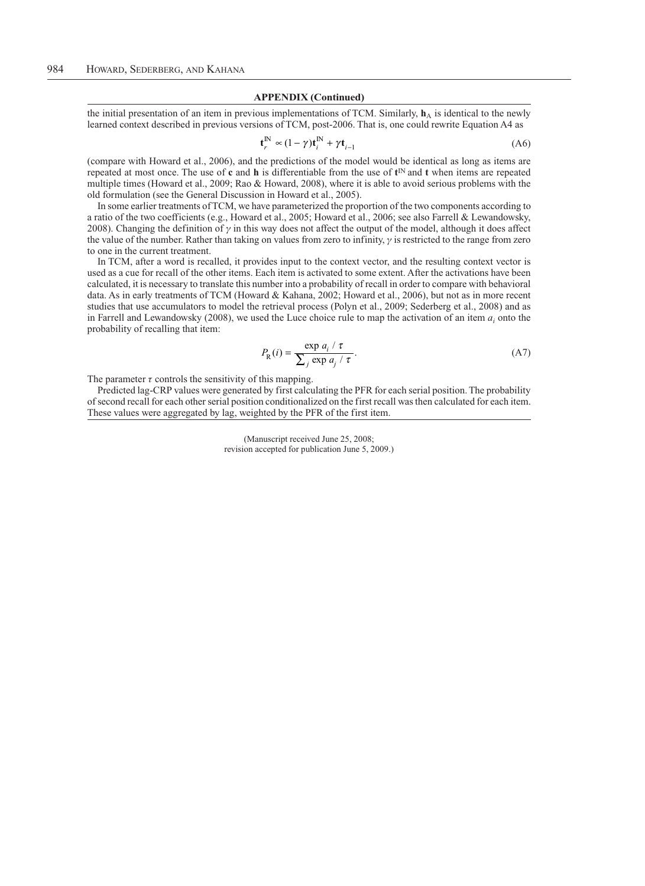**APPENDIX (Continued)**

the initial presentation of an item in previous implementations of TCM. Similarly, $\mathbf{h}_A$ is identical to the newly learned context described in previous versions of TCM, post-2006. That is, one could rewrite Equation A4 as

$$\mathbf{t}_r^{\mathrm{IN}} \propto (1-\gamma)\mathbf{t}_i^{\mathrm{IN}} + \gamma \mathbf{t}_{i-1} \tag{A6}$$

(compare with Howard et al., 2006), and the predictions of the model would be identical as long as items are repeated at most once. The use of $\mathbf{c}$ and $\mathbf{h}$ is differentiable from the use of $\mathbf{t}^{\mathrm{IN}}$ and $\mathbf{t}$ when items are repeated multiple times (Howard et al., 2009; Rao & Howard, 2008), where it is able to avoid serious problems with the old formulation (see the General Discussion in Howard et al., 2005).

In some earlier treatments of TCM, we have parameterized the proportion of the two components according to a ratio of the two coefficients (e.g., Howard et al., 2005; Howard et al., 2006; see also Farrell & Lewandowsky, 2008). Changing the definition of $\gamma$ in this way does not affect the output of the model, although it does affect the value of the number. Rather than taking on values from zero to infinity, $\gamma$ is restricted to the range from zero to one in the current treatment.

In TCM, after a word is recalled, it provides input to the context vector, and the resulting context vector is used as a cue for recall of the other items. Each item is activated to some extent. After the activations have been calculated, it is necessary to translate this number into a probability of recall in order to compare with behavioral data. As in early treatments of TCM (Howard & Kahana, 2002; Howard et al., 2006), but not as in more recent studies that use accumulators to model the retrieval process (Polyn et al., 2009; Sederberg et al., 2008) and as in Farrell and Lewandowsky (2008), we used the Luce choice rule to map the activation of an item $a_i$ onto the probability of recalling that item:

$$P_{\mathrm{R}}(i) = \frac{\exp a_i / \tau}{\sum_j \exp a_j / \tau}. \tag{A7}$$

The parameter $\tau$ controls the sensitivity of this mapping.

Predicted lag-CRP values were generated by first calculating the PFR for each serial position. The probability of second recall for each other serial position conditionalized on the first recall was then calculated for each item. These values were aggregated by lag, weighted by the PFR of the first item.

(Manuscript received June 25, 2008;
revision accepted for publication June 5, 2009.)